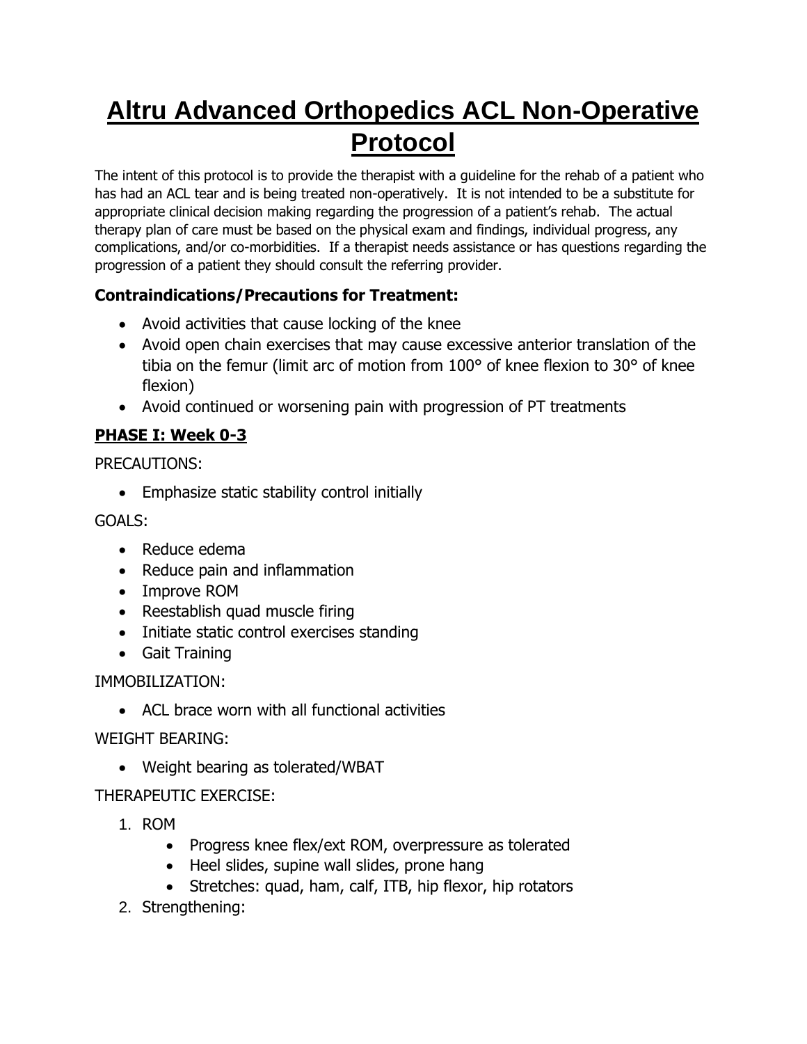# Altru Advanced Orthopedics ACL Non-Operative Protocol

The intent of this protocol is to provide the therapist with a guideline for the rehab of a patient who has had an ACL tear and is being treated non-operatively. It is not intended to be a substitute for appropriate clinical decision making regarding the progression of a patient's rehab. The actual therapy plan of care must be based on the physical exam and findings, individual progress, any complications, and/or co-morbidities. If a therapist needs assistance or has questions regarding the progression of a patient they should consult the referring provider.

### Contraindications/Precautions for Treatment:

- Avoid activities that cause locking of the knee
- Avoid open chain exercises that may cause excessive anterior translation of the tibia on the femur (limit arc of motion from 100° of knee flexion to 30° of knee flexion)
- Avoid continued or worsening pain with progression of PT treatments

### PHASE I: Week 0-3

PRECAUTIONS:

- Emphasize static stability control initially

GOALS:

- Reduce edema
- Reduce pain and inflammation
- Improve ROM
- Reestablish quad muscle firing
- Initiate static control exercises standing
- Gait Training

IMMOBILIZATION:

- ACL brace worn with all functional activities

WEIGHT BEARING:

- Weight bearing as tolerated/WBAT

THERAPEUTIC EXERCISE:

1. ROM
   - Progress knee flex/ext ROM, overpressure as tolerated
   - Heel slides, supine wall slides, prone hang
   - Stretches: quad, ham, calf, ITB, hip flexor, hip rotators
2. Strengthening: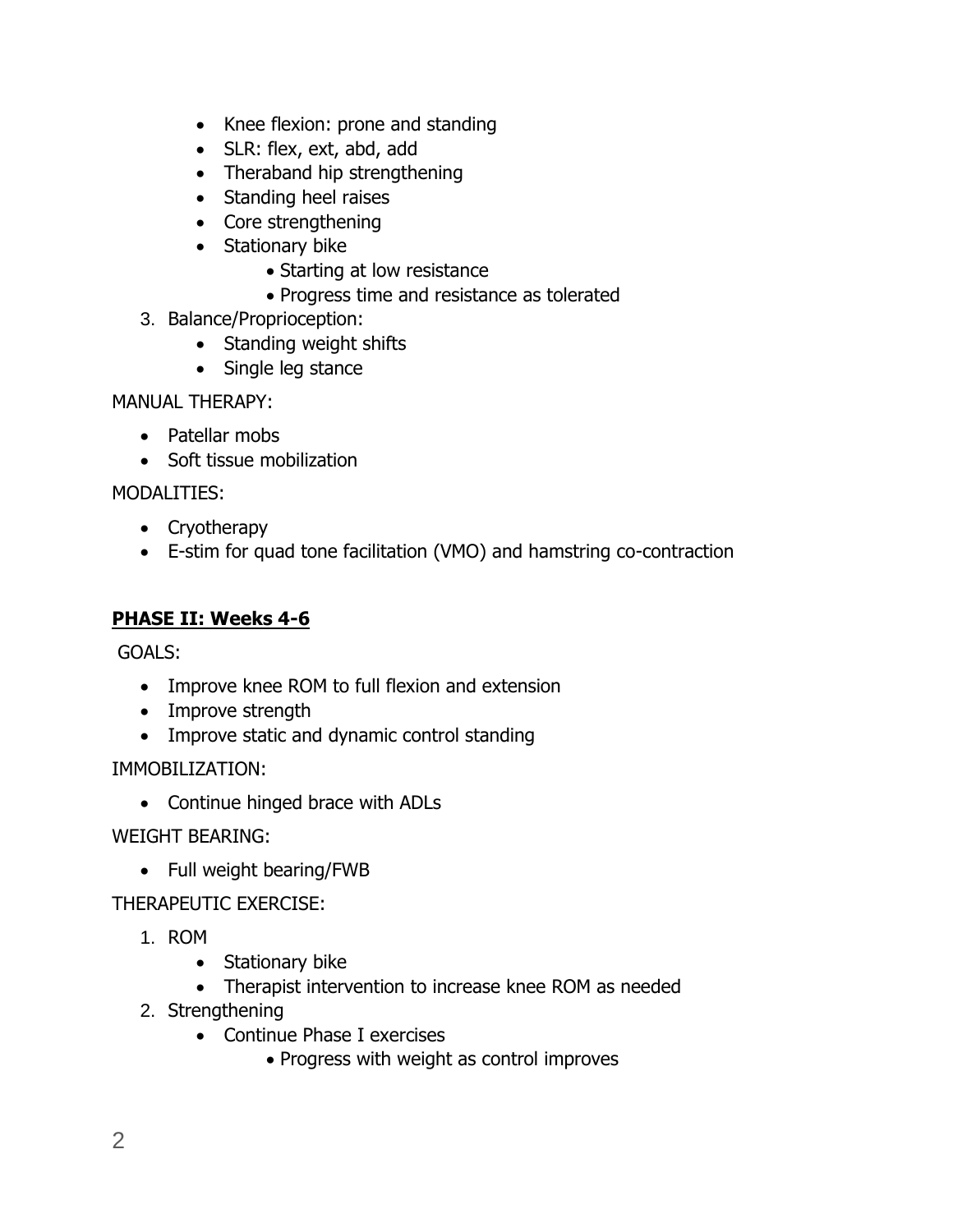- Knee flexion: prone and standing
- SLR: flex, ext, abd, add
- Theraband hip strengthening
- Standing heel raises
- Core strengthening
- Stationary bike
    - Starting at low resistance
    - Progress time and resistance as tolerated

3. Balance/Proprioception:
    - Standing weight shifts
    - Single leg stance

MANUAL THERAPY:

- Patellar mobs
- Soft tissue mobilization

MODALITIES:

- Cryotherapy
- E-stim for quad tone facilitation (VMO) and hamstring co-contraction

## PHASE II: Weeks 4-6

GOALS:

- Improve knee ROM to full flexion and extension
- Improve strength
- Improve static and dynamic control standing

IMMOBILIZATION:

- Continue hinged brace with ADLs

WEIGHT BEARING:

- Full weight bearing/FWB

THERAPEUTIC EXERCISE:

1. ROM
    - Stationary bike
    - Therapist intervention to increase knee ROM as needed
2. Strengthening
    - Continue Phase I exercises
        - Progress with weight as control improves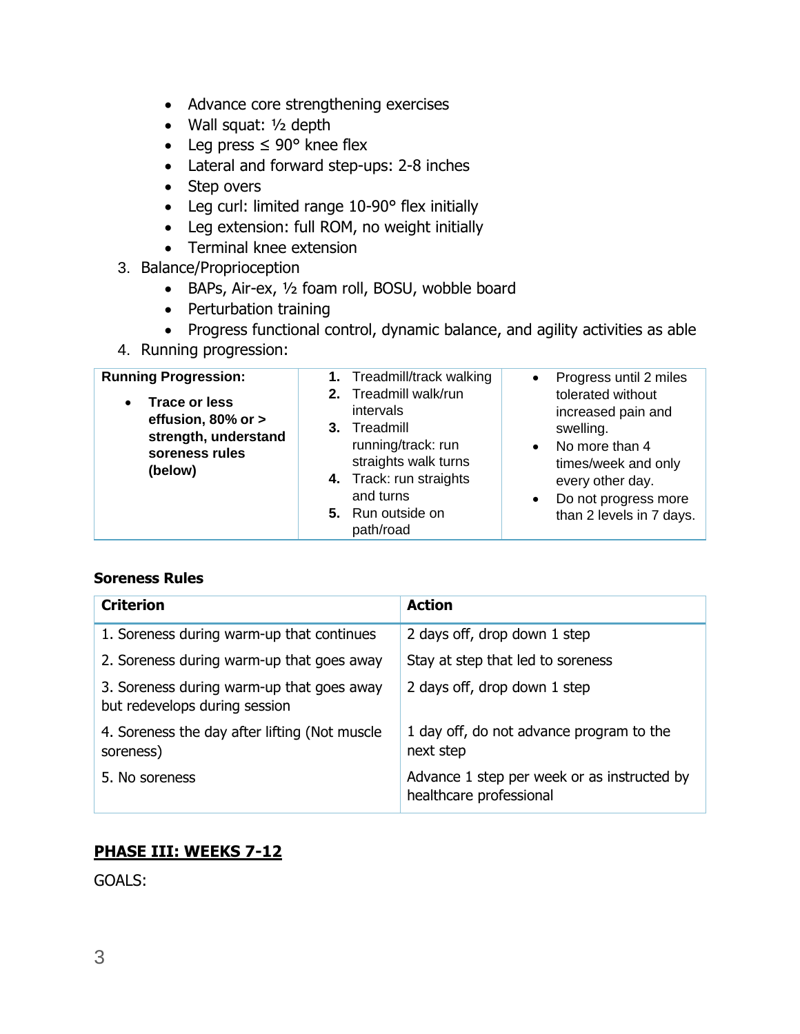- Advance core strengthening exercises
- Wall squat: ½ depth
- Leg press ≤ 90° knee flex
- Lateral and forward step-ups: 2-8 inches
- Step overs
- Leg curl: limited range 10-90° flex initially
- Leg extension: full ROM, no weight initially
- Terminal knee extension

3. Balance/Proprioception
   - BAPs, Air-ex, ½ foam roll, BOSU, wobble board
   - Perturbation training
   - Progress functional control, dynamic balance, and agility activities as able
4. Running progression:

| **Running Progression:** | | |
|---|---|---|
| • **Trace or less effusion, 80% or > strength, understand soreness rules (below)** | **1.** Treadmill/track walking<br>**2.** Treadmill walk/run intervals<br>**3.** Treadmill running/track: run straights walk turns<br>**4.** Track: run straights and turns<br>**5.** Run outside on path/road | • Progress until 2 miles tolerated without increased pain and swelling.<br>• No more than 4 times/week and only every other day.<br>• Do not progress more than 2 levels in 7 days. |

**Soreness Rules**

| Criterion | Action |
|---|---|
| 1. Soreness during warm-up that continues | 2 days off, drop down 1 step |
| 2. Soreness during warm-up that goes away | Stay at step that led to soreness |
| 3. Soreness during warm-up that goes away but redevelops during session | 2 days off, drop down 1 step |
| 4. Soreness the day after lifting (Not muscle soreness) | 1 day off, do not advance program to the next step |
| 5. No soreness | Advance 1 step per week or as instructed by healthcare professional |

## PHASE III: WEEKS 7-12

GOALS: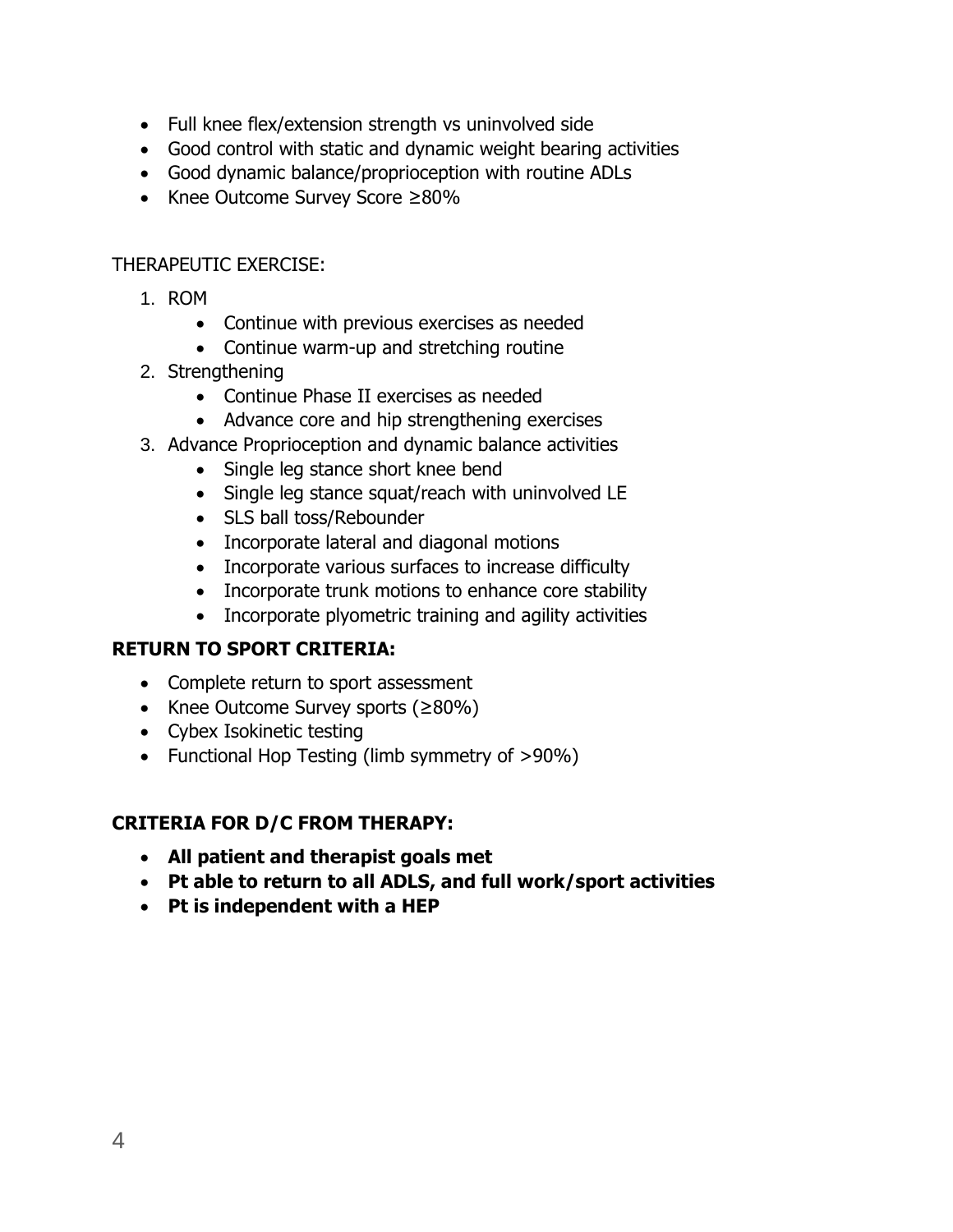- Full knee flex/extension strength vs uninvolved side
- Good control with static and dynamic weight bearing activities
- Good dynamic balance/proprioception with routine ADLs
- Knee Outcome Survey Score ≥80%

THERAPEUTIC EXERCISE:

1. ROM
    - Continue with previous exercises as needed
    - Continue warm-up and stretching routine
2. Strengthening
    - Continue Phase II exercises as needed
    - Advance core and hip strengthening exercises
3. Advance Proprioception and dynamic balance activities
    - Single leg stance short knee bend
    - Single leg stance squat/reach with uninvolved LE
    - SLS ball toss/Rebounder
    - Incorporate lateral and diagonal motions
    - Incorporate various surfaces to increase difficulty
    - Incorporate trunk motions to enhance core stability
    - Incorporate plyometric training and agility activities

**RETURN TO SPORT CRITERIA:**

- Complete return to sport assessment
- Knee Outcome Survey sports (≥80%)
- Cybex Isokinetic testing
- Functional Hop Testing (limb symmetry of >90%)

**CRITERIA FOR D/C FROM THERAPY:**

- **All patient and therapist goals met**
- **Pt able to return to all ADLS, and full work/sport activities**
- **Pt is independent with a HEP**